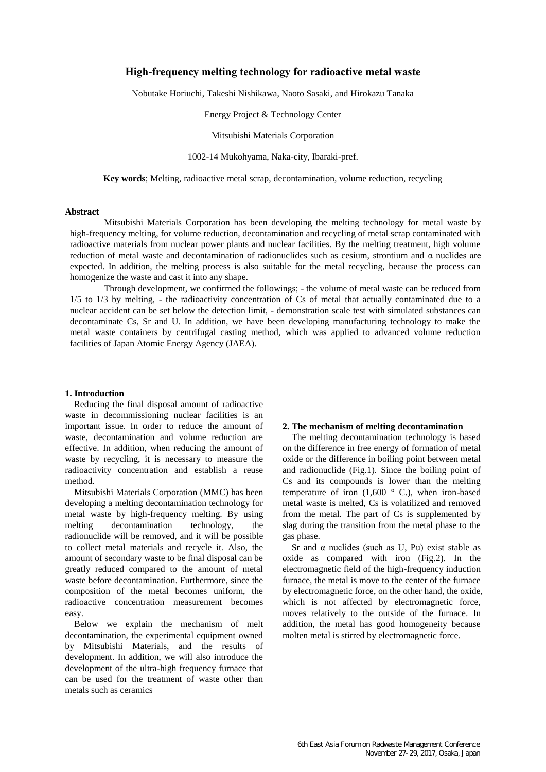# High-frequency melting technology for radioactive metal waste

Nobutake Horiuchi, Takeshi Nishikawa, Naoto Sasaki, and Hirokazu Tanaka

Energy Project & Technology Center

Mitsubishi Materials Corporation

1002-14 Mukohyama, Naka-city, Ibaraki-pref.

**Key words**; Melting, radioactive metal scrap, decontamination, volume reduction, recycling

## Abstract

Mitsubishi Materials Corporation has been developing the melting technology for metal waste by high-frequency melting, for volume reduction, decontamination and recycling of metal scrap contaminated with radioactive materials from nuclear power plants and nuclear facilities. By the melting treatment, high volume reduction of metal waste and decontamination of radionuclides such as cesium, strontium and α nuclides are expected. In addition, the melting process is also suitable for the metal recycling, because the process can homogenize the waste and cast it into any shape.

Through development, we confirmed the followings; - the volume of metal waste can be reduced from 1/5 to 1/3 by melting, - the radioactivity concentration of Cs of metal that actually contaminated due to a nuclear accident can be set below the detection limit, - demonstration scale test with simulated substances can decontaminate Cs, Sr and U. In addition, we have been developing manufacturing technology to make the metal waste containers by centrifugal casting method, which was applied to advanced volume reduction facilities of Japan Atomic Energy Agency (JAEA).

## 1. Introduction

Reducing the final disposal amount of radioactive waste in decommissioning nuclear facilities is an important issue. In order to reduce the amount of waste, decontamination and volume reduction are effective. In addition, when reducing the amount of waste by recycling, it is necessary to measure the radioactivity concentration and establish a reuse method.

Mitsubishi Materials Corporation (MMC) has been developing a melting decontamination technology for metal waste by high-frequency melting. By using melting decontamination technology, the radionuclide will be removed, and it will be possible to collect metal materials and recycle it. Also, the amount of secondary waste to be final disposal can be greatly reduced compared to the amount of metal waste before decontamination. Furthermore, since the composition of the metal becomes uniform, the radioactive concentration measurement becomes easy.

Below we explain the mechanism of melt decontamination, the experimental equipment owned by Mitsubishi Materials, and the results of development. In addition, we will also introduce the development of the ultra-high frequency furnace that can be used for the treatment of waste other than metals such as ceramics

## 2. The mechanism of melting decontamination

The melting decontamination technology is based on the difference in free energy of formation of metal oxide or the difference in boiling point between metal and radionuclide (Fig.1). Since the boiling point of Cs and its compounds is lower than the melting temperature of iron (1,600 ° C.), when iron-based metal waste is melted, Cs is volatilized and removed from the metal. The part of Cs is supplemented by slag during the transition from the metal phase to the gas phase.

Sr and α nuclides (such as U, Pu) exist stable as oxide as compared with iron (Fig.2). In the electromagnetic field of the high-frequency induction furnace, the metal is move to the center of the furnace by electromagnetic force, on the other hand, the oxide, which is not affected by electromagnetic force, moves relatively to the outside of the furnace. In addition, the metal has good homogeneity because molten metal is stirred by electromagnetic force.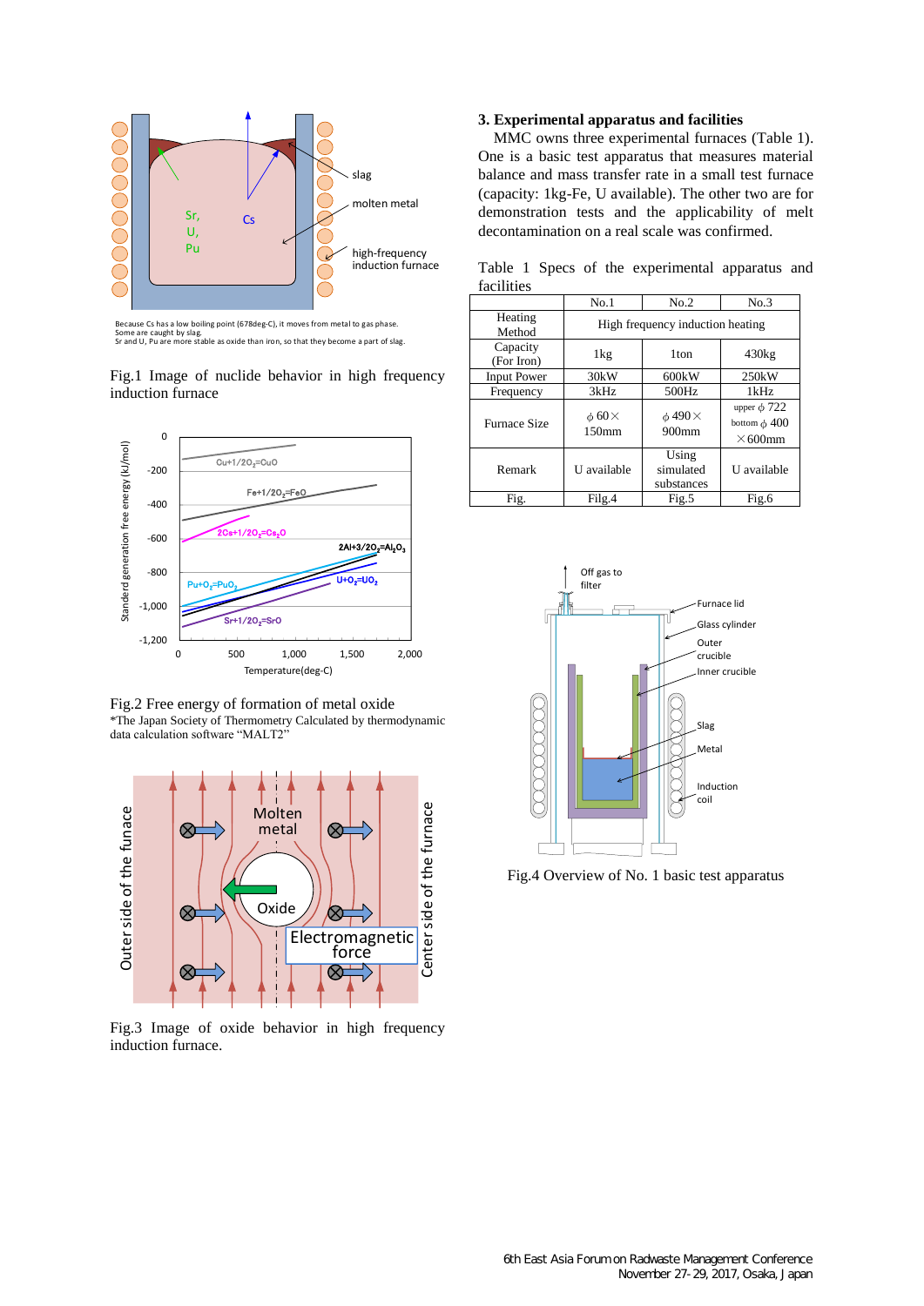Because Cs has a low boiling point (678deg-C), it moves from metal to gas phase.
Some are caught by slag.
Sr and U, Pu are more stable as oxide than iron, so that they become a part of slag.

Fig.1 Image of nuclide behavior in high frequency induction furnace

Fig.2 Free energy of formation of metal oxide
*The Japan Society of Thermometry Calculated by thermodynamic data calculation software "MALT2"

Fig.3 Image of oxide behavior in high frequency induction furnace.

### 3. Experimental apparatus and facilities

MMC owns three experimental furnaces (Table 1). One is a basic test apparatus that measures material balance and mass transfer rate in a small test furnace (capacity: 1kg-Fe, U available). The other two are for demonstration tests and the applicability of melt decontamination on a real scale was confirmed.

Table 1 Specs of the experimental apparatus and facilities

| | No.1 | No.2 | No.3 |
|---|---|---|---|
| Heating Method | High frequency induction heating | | |
| Capacity (For Iron) | 1kg | 1ton | 430kg |
| Input Power | 30kW | 600kW | 250kW |
| Frequency | 3kHz | 500Hz | 1kHz |
| Furnace Size | φ60× 150mm | φ490× 900mm | upper φ722 bottom φ400 ×600mm |
| Remark | U available | Using simulated substances | U available |
| Fig. | Filg.4 | Fig.5 | Fig.6 |

Fig.4 Overview of No. 1 basic test apparatus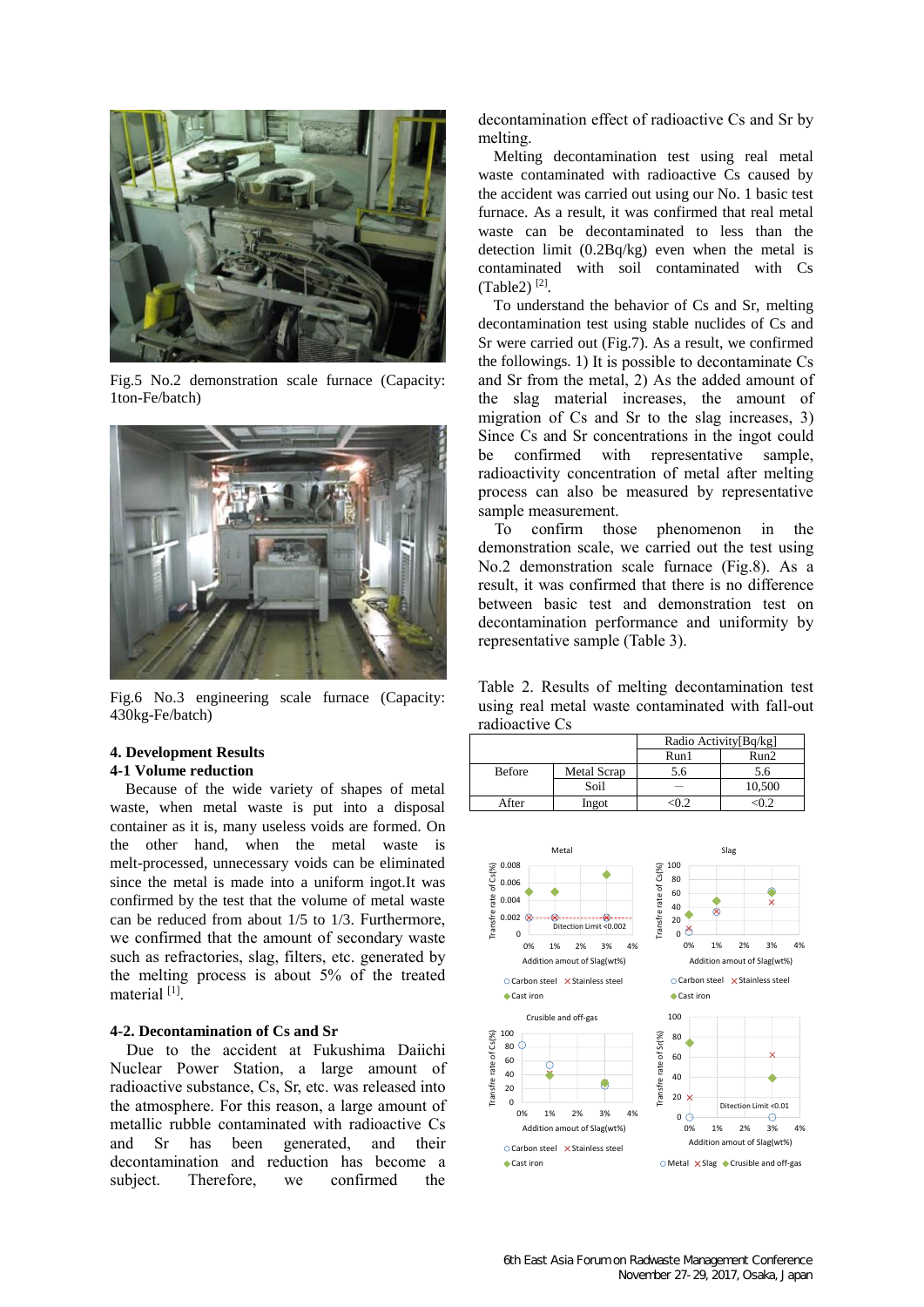Fig.5 No.2 demonstration scale furnace (Capacity: 1ton-Fe/batch)

Fig.6 No.3 engineering scale furnace (Capacity: 430kg-Fe/batch)

### 4. Development Results

#### 4-1 Volume reduction

Because of the wide variety of shapes of metal waste, when metal waste is put into a disposal container as it is, many useless voids are formed. On the other hand, when the metal waste is melt-processed, unnecessary voids can be eliminated since the metal is made into a uniform ingot.It was confirmed by the test that the volume of metal waste can be reduced from about 1/5 to 1/3. Furthermore, we confirmed that the amount of secondary waste such as refractories, slag, filters, etc. generated by the melting process is about 5% of the treated material [1].

#### 4-2. Decontamination of Cs and Sr

Due to the accident at Fukushima Daiichi Nuclear Power Station, a large amount of radioactive substance, Cs, Sr, etc. was released into the atmosphere. For this reason, a large amount of metallic rubble contaminated with radioactive Cs and Sr has been generated, and their decontamination and reduction has become a subject. Therefore, we confirmed the decontamination effect of radioactive Cs and Sr by melting.

Melting decontamination test using real metal waste contaminated with radioactive Cs caused by the accident was carried out using our No. 1 basic test furnace. As a result, it was confirmed that real metal waste can be decontaminated to less than the detection limit (0.2Bq/kg) even when the metal is contaminated with soil contaminated with Cs (Table2) [2].

To understand the behavior of Cs and Sr, melting decontamination test using stable nuclides of Cs and Sr were carried out (Fig.7). As a result, we confirmed the followings. 1) It is possible to decontaminate Cs and Sr from the metal, 2) As the added amount of the slag material increases, the amount of migration of Cs and Sr to the slag increases, 3) Since Cs and Sr concentrations in the ingot could be confirmed with representative sample, radioactivity concentration of metal after melting process can also be measured by representative sample measurement.

To confirm those phenomenon in the demonstration scale, we carried out the test using No.2 demonstration scale furnace (Fig.8). As a result, it was confirmed that there is no difference between basic test and demonstration test on decontamination performance and uniformity by representative sample (Table 3).

Table 2. Results of melting decontamination test using real metal waste contaminated with fall-out radioactive Cs

| | | Radio Activity[Bq/kg] | |
|---|---|---|---|
| | | Run1 | Run2 |
| Before | Metal Scrap | 5.6 | 5.6 |
| | Soil | — | 10,500 |
| After | Ingot | <0.2 | <0.2 |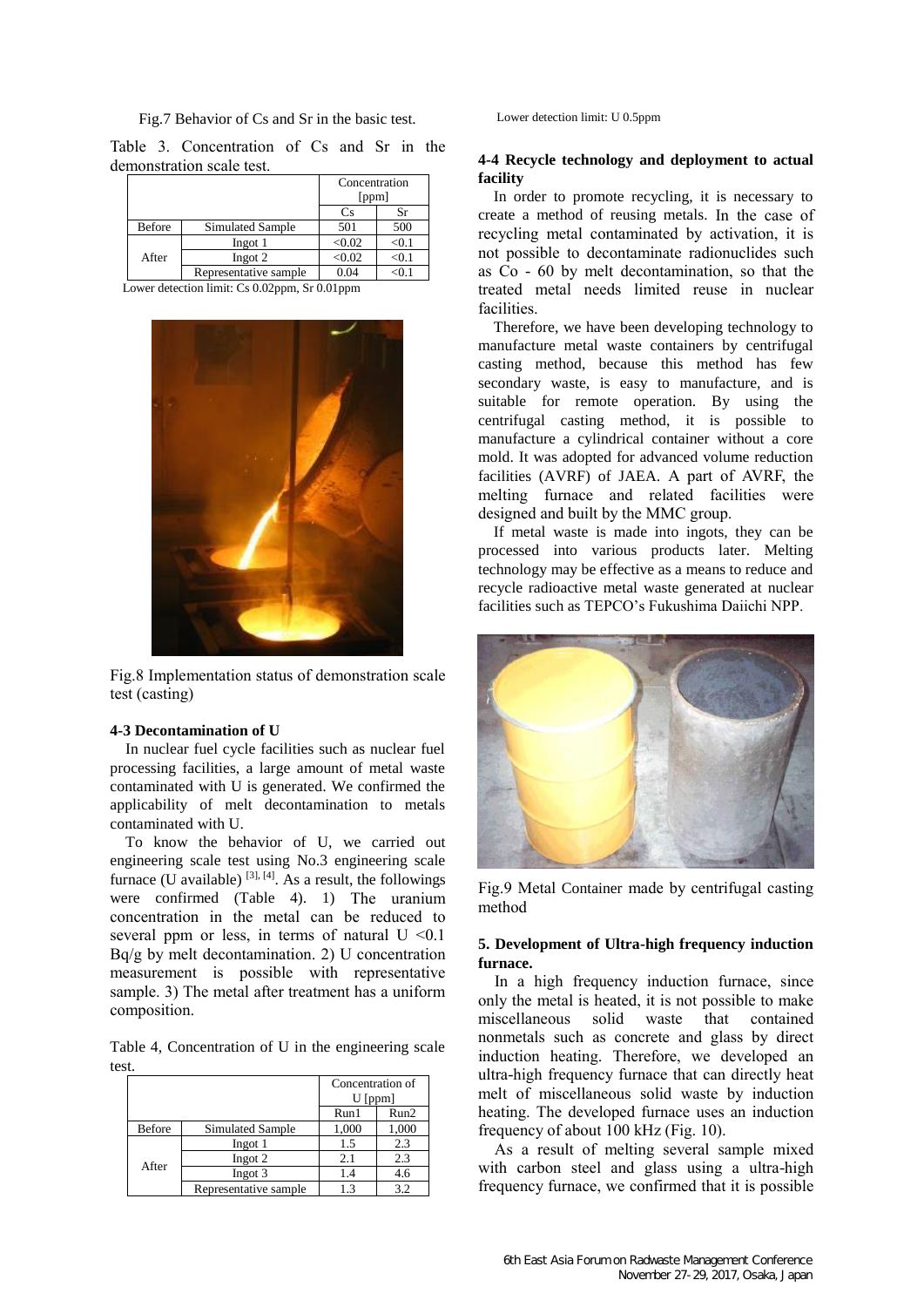Fig.7 Behavior of Cs and Sr in the basic test.

Table 3. Concentration of Cs and Sr in the demonstration scale test.

| | | Concentration [ppm] | |
|---|---|---|---|
| | | Cs | Sr |
| Before | Simulated Sample | 501 | 500 |
| After | Ingot 1 | <0.02 | <0.1 |
| | Ingot 2 | <0.02 | <0.1 |
| | Representative sample | 0.04 | <0.1 |

Lower detection limit: Cs 0.02ppm, Sr 0.01ppm

Fig.8 Implementation status of demonstration scale test (casting)

### 4-3 Decontamination of U

In nuclear fuel cycle facilities such as nuclear fuel processing facilities, a large amount of metal waste contaminated with U is generated. We confirmed the applicability of melt decontamination to metals contaminated with U.

To know the behavior of U, we carried out engineering scale test using No.3 engineering scale furnace (U available) [3], [4]. As a result, the followings were confirmed (Table 4). 1) The uranium concentration in the metal can be reduced to several ppm or less, in terms of natural U <0.1 Bq/g by melt decontamination. 2) U concentration measurement is possible with representative sample. 3) The metal after treatment has a uniform composition.

Table 4, Concentration of U in the engineering scale test.

| | | Concentration of U [ppm] | |
|---|---|---|---|
| | | Run1 | Run2 |
| Before | Simulated Sample | 1,000 | 1,000 |
| After | Ingot 1 | 1.5 | 2.3 |
| | Ingot 2 | 2.1 | 2.3 |
| | Ingot 3 | 1.4 | 4.6 |
| | Representative sample | 1.3 | 3.2 |

Lower detection limit: U 0.5ppm

### 4-4 Recycle technology and deployment to actual facility

In order to promote recycling, it is necessary to create a method of reusing metals. In the case of recycling metal contaminated by activation, it is not possible to decontaminate radionuclides such as Co - 60 by melt decontamination, so that the treated metal needs limited reuse in nuclear facilities.

Therefore, we have been developing technology to manufacture metal waste containers by centrifugal casting method, because this method has few secondary waste, is easy to manufacture, and is suitable for remote operation. By using the centrifugal casting method, it is possible to manufacture a cylindrical container without a core mold. It was adopted for advanced volume reduction facilities (AVRF) of JAEA. A part of AVRF, the melting furnace and related facilities were designed and built by the MMC group.

If metal waste is made into ingots, they can be processed into various products later. Melting technology may be effective as a means to reduce and recycle radioactive metal waste generated at nuclear facilities such as TEPCO's Fukushima Daiichi NPP.

Fig.9 Metal Container made by centrifugal casting method

## 5. Development of Ultra-high frequency induction furnace.

In a high frequency induction furnace, since only the metal is heated, it is not possible to make miscellaneous solid waste that contained nonmetals such as concrete and glass by direct induction heating. Therefore, we developed an ultra-high frequency furnace that can directly heat melt of miscellaneous solid waste by induction heating. The developed furnace uses an induction frequency of about 100 kHz (Fig. 10).

As a result of melting several sample mixed with carbon steel and glass using a ultra-high frequency furnace, we confirmed that it is possible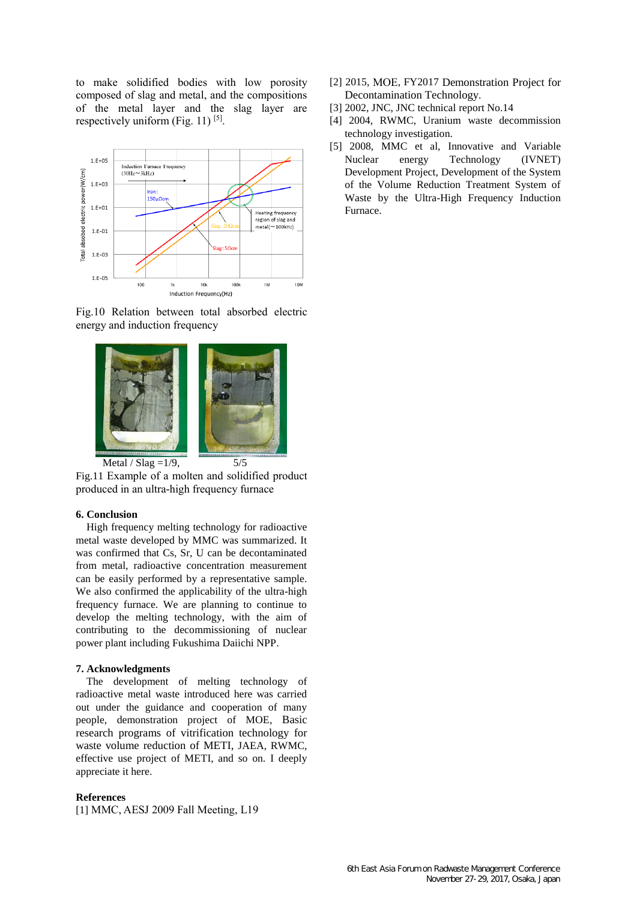to make solidified bodies with low porosity composed of slag and metal, and the compositions of the metal layer and the slag layer are respectively uniform (Fig. 11) [5].

1.E+05
1.E+03
1.E+01
1.E-01
1.E-03
1.E-05
Total absobed electric power(W/cm)
Induction Furnace Frequency
(50Hz～3kHz)
Iron:
150μΩcm
Slag: 20Ωcm
Slag: 5Ωcm
Heating frequency
region of slag and
metal(～100kHz)
100
1k
10k
100k
1M
10M
Induction Frequency(Hz)

Fig.10 Relation between total absorbed electric energy and induction frequency

Metal / Slag =1/9, 5/5

Fig.11 Example of a molten and solidified product produced in an ultra-high frequency furnace

### 6. Conclusion

High frequency melting technology for radioactive metal waste developed by MMC was summarized. It was confirmed that Cs, Sr, U can be decontaminated from metal, radioactive concentration measurement can be easily performed by a representative sample. We also confirmed the applicability of the ultra-high frequency furnace. We are planning to continue to develop the melting technology, with the aim of contributing to the decommissioning of nuclear power plant including Fukushima Daiichi NPP.

### 7. Acknowledgments

The development of melting technology of radioactive metal waste introduced here was carried out under the guidance and cooperation of many people, demonstration project of MOE, Basic research programs of vitrification technology for waste volume reduction of METI, JAEA, RWMC, effective use project of METI, and so on. I deeply appreciate it here.

### References

[1] MMC, AESJ 2009 Fall Meeting, L19

[2] 2015, MOE, FY2017 Demonstration Project for Decontamination Technology.

[3] 2002, JNC, JNC technical report No.14

[4] 2004, RWMC, Uranium waste decommission technology investigation.

[5] 2008, MMC et al, Innovative and Variable Nuclear energy Technology (IVNET) Development Project, Development of the System of the Volume Reduction Treatment System of Waste by the Ultra-High Frequency Induction Furnace.